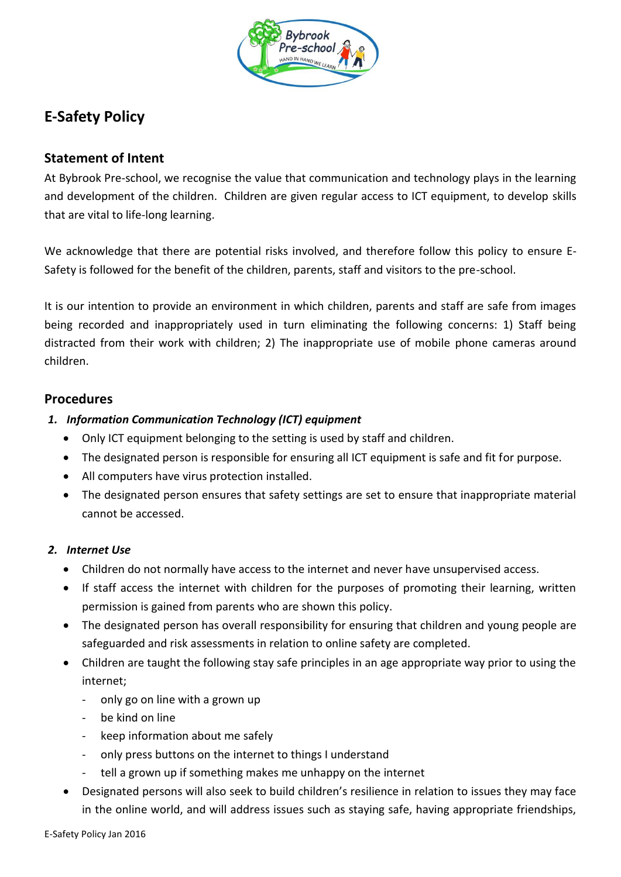# E-Safety Policy

## Statement of Intent

At Bybrook Pre-school, we recognise the value that communication and technology plays in the learning and development of the children. Children are given regular access to ICT equipment, to develop skills that are vital to life-long learning.

We acknowledge that there are potential risks involved, and therefore follow this policy to ensure E-Safety is followed for the benefit of the children, parents, staff and visitors to the pre-school.

It is our intention to provide an environment in which children, parents and staff are safe from images being recorded and inappropriately used in turn eliminating the following concerns: 1) Staff being distracted from their work with children; 2) The inappropriate use of mobile phone cameras around children.

## Procedures

### 1. *Information Communication Technology (ICT) equipment*

- Only ICT equipment belonging to the setting is used by staff and children.
- The designated person is responsible for ensuring all ICT equipment is safe and fit for purpose.
- All computers have virus protection installed.
- The designated person ensures that safety settings are set to ensure that inappropriate material cannot be accessed.

### 2. *Internet Use*

- Children do not normally have access to the internet and never have unsupervised access.
- If staff access the internet with children for the purposes of promoting their learning, written permission is gained from parents who are shown this policy.
- The designated person has overall responsibility for ensuring that children and young people are safeguarded and risk assessments in relation to online safety are completed.
- Children are taught the following stay safe principles in an age appropriate way prior to using the internet;
  - only go on line with a grown up
  - be kind on line
  - keep information about me safely
  - only press buttons on the internet to things I understand
  - tell a grown up if something makes me unhappy on the internet
- Designated persons will also seek to build children's resilience in relation to issues they may face in the online world, and will address issues such as staying safe, having appropriate friendships,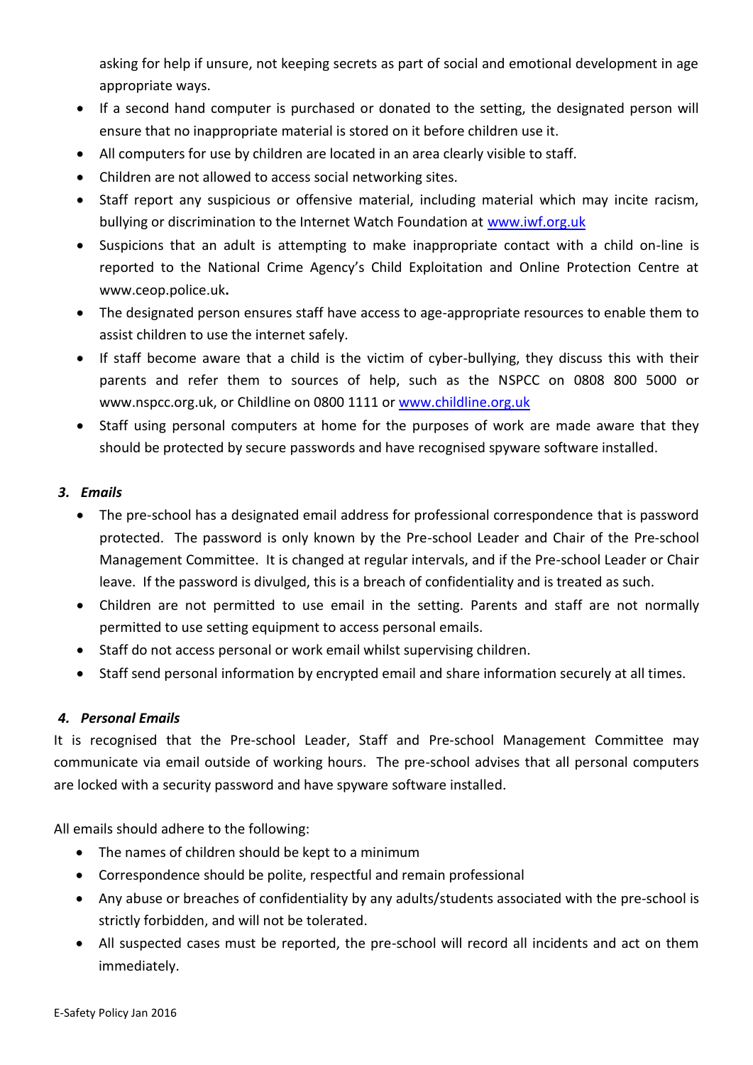asking for help if unsure, not keeping secrets as part of social and emotional development in age appropriate ways.

- If a second hand computer is purchased or donated to the setting, the designated person will ensure that no inappropriate material is stored on it before children use it.
- All computers for use by children are located in an area clearly visible to staff.
- Children are not allowed to access social networking sites.
- Staff report any suspicious or offensive material, including material which may incite racism, bullying or discrimination to the Internet Watch Foundation at [www.iwf.org.uk](http://www.iwf.org.uk)
- Suspicions that an adult is attempting to make inappropriate contact with a child on-line is reported to the National Crime Agency's Child Exploitation and Online Protection Centre at www.ceop.police.uk**.**
- The designated person ensures staff have access to age-appropriate resources to enable them to assist children to use the internet safely.
- If staff become aware that a child is the victim of cyber-bullying, they discuss this with their parents and refer them to sources of help, such as the NSPCC on 0808 800 5000 or www.nspcc.org.uk, or Childline on 0800 1111 or [www.childline.org.uk](http://www.childline.org.uk)
- Staff using personal computers at home for the purposes of work are made aware that they should be protected by secure passwords and have recognised spyware software installed.

### 3. *Emails*

- The pre-school has a designated email address for professional correspondence that is password protected. The password is only known by the Pre-school Leader and Chair of the Pre-school Management Committee. It is changed at regular intervals, and if the Pre-school Leader or Chair leave. If the password is divulged, this is a breach of confidentiality and is treated as such.
- Children are not permitted to use email in the setting. Parents and staff are not normally permitted to use setting equipment to access personal emails.
- Staff do not access personal or work email whilst supervising children.
- Staff send personal information by encrypted email and share information securely at all times.

### 4. *Personal Emails*

It is recognised that the Pre-school Leader, Staff and Pre-school Management Committee may communicate via email outside of working hours. The pre-school advises that all personal computers are locked with a security password and have spyware software installed.

All emails should adhere to the following:

- The names of children should be kept to a minimum
- Correspondence should be polite, respectful and remain professional
- Any abuse or breaches of confidentiality by any adults/students associated with the pre-school is strictly forbidden, and will not be tolerated.
- All suspected cases must be reported, the pre-school will record all incidents and act on them immediately.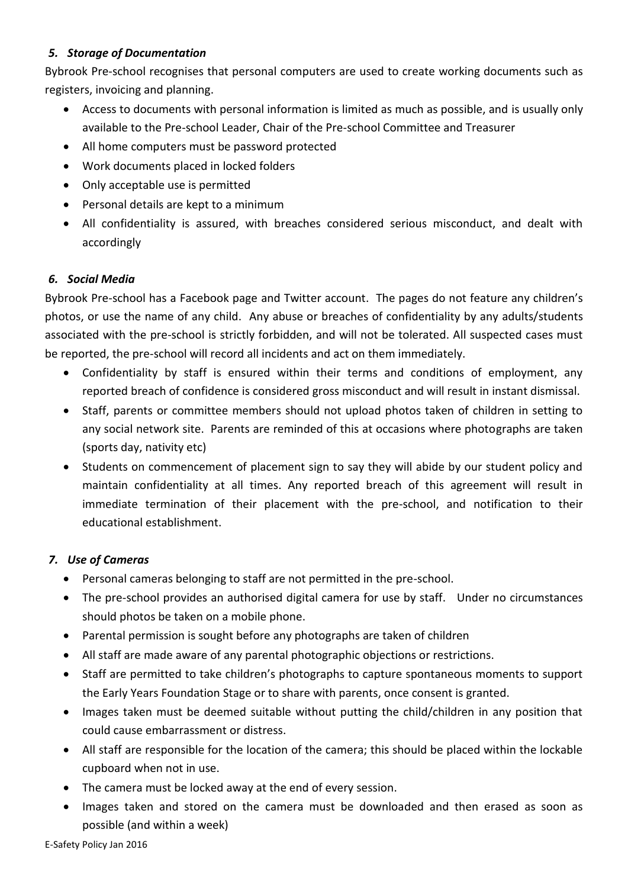### *5. Storage of Documentation*

Bybrook Pre-school recognises that personal computers are used to create working documents such as registers, invoicing and planning.

- Access to documents with personal information is limited as much as possible, and is usually only available to the Pre-school Leader, Chair of the Pre-school Committee and Treasurer
- All home computers must be password protected
- Work documents placed in locked folders
- Only acceptable use is permitted
- Personal details are kept to a minimum
- All confidentiality is assured, with breaches considered serious misconduct, and dealt with accordingly

### *6. Social Media*

Bybrook Pre-school has a Facebook page and Twitter account. The pages do not feature any children's photos, or use the name of any child. Any abuse or breaches of confidentiality by any adults/students associated with the pre-school is strictly forbidden, and will not be tolerated. All suspected cases must be reported, the pre-school will record all incidents and act on them immediately.

- Confidentiality by staff is ensured within their terms and conditions of employment, any reported breach of confidence is considered gross misconduct and will result in instant dismissal.
- Staff, parents or committee members should not upload photos taken of children in setting to any social network site. Parents are reminded of this at occasions where photographs are taken (sports day, nativity etc)
- Students on commencement of placement sign to say they will abide by our student policy and maintain confidentiality at all times. Any reported breach of this agreement will result in immediate termination of their placement with the pre-school, and notification to their educational establishment.

### *7. Use of Cameras*

- Personal cameras belonging to staff are not permitted in the pre-school.
- The pre-school provides an authorised digital camera for use by staff. Under no circumstances should photos be taken on a mobile phone.
- Parental permission is sought before any photographs are taken of children
- All staff are made aware of any parental photographic objections or restrictions.
- Staff are permitted to take children's photographs to capture spontaneous moments to support the Early Years Foundation Stage or to share with parents, once consent is granted.
- Images taken must be deemed suitable without putting the child/children in any position that could cause embarrassment or distress.
- All staff are responsible for the location of the camera; this should be placed within the lockable cupboard when not in use.
- The camera must be locked away at the end of every session.
- Images taken and stored on the camera must be downloaded and then erased as soon as possible (and within a week)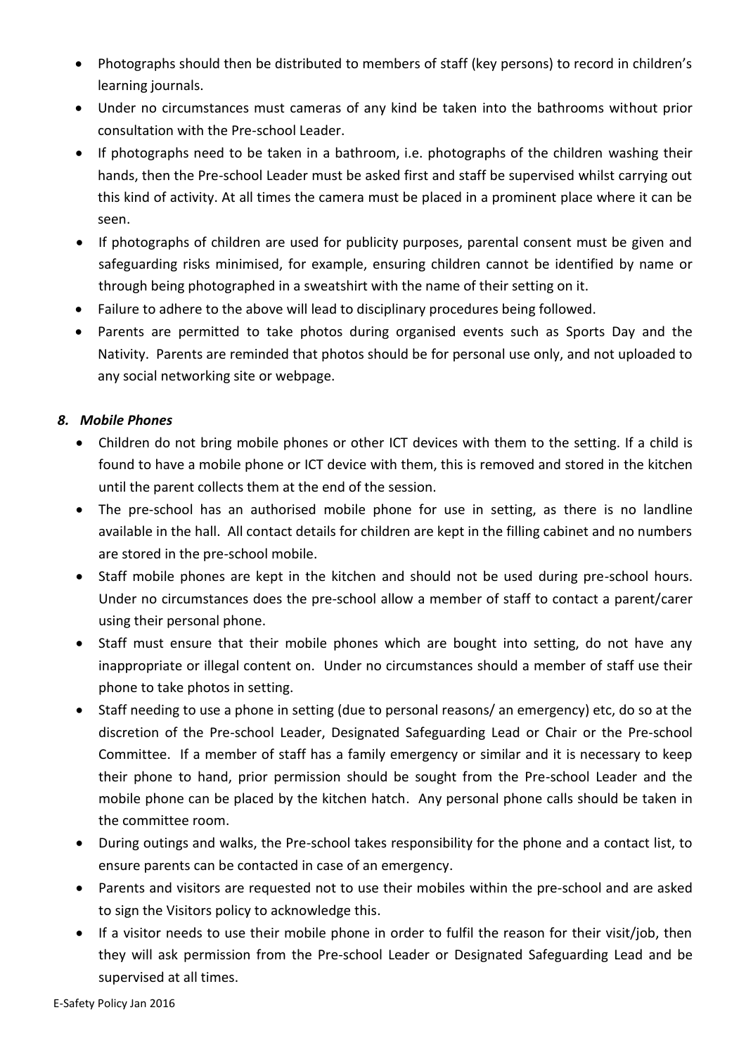- Photographs should then be distributed to members of staff (key persons) to record in children's learning journals.
- Under no circumstances must cameras of any kind be taken into the bathrooms without prior consultation with the Pre-school Leader.
- If photographs need to be taken in a bathroom, i.e. photographs of the children washing their hands, then the Pre-school Leader must be asked first and staff be supervised whilst carrying out this kind of activity. At all times the camera must be placed in a prominent place where it can be seen.
- If photographs of children are used for publicity purposes, parental consent must be given and safeguarding risks minimised, for example, ensuring children cannot be identified by name or through being photographed in a sweatshirt with the name of their setting on it.
- Failure to adhere to the above will lead to disciplinary procedures being followed.
- Parents are permitted to take photos during organised events such as Sports Day and the Nativity. Parents are reminded that photos should be for personal use only, and not uploaded to any social networking site or webpage.

### *8. Mobile Phones*

- Children do not bring mobile phones or other ICT devices with them to the setting. If a child is found to have a mobile phone or ICT device with them, this is removed and stored in the kitchen until the parent collects them at the end of the session.
- The pre-school has an authorised mobile phone for use in setting, as there is no landline available in the hall. All contact details for children are kept in the filling cabinet and no numbers are stored in the pre-school mobile.
- Staff mobile phones are kept in the kitchen and should not be used during pre-school hours. Under no circumstances does the pre-school allow a member of staff to contact a parent/carer using their personal phone.
- Staff must ensure that their mobile phones which are bought into setting, do not have any inappropriate or illegal content on. Under no circumstances should a member of staff use their phone to take photos in setting.
- Staff needing to use a phone in setting (due to personal reasons/ an emergency) etc, do so at the discretion of the Pre-school Leader, Designated Safeguarding Lead or Chair or the Pre-school Committee. If a member of staff has a family emergency or similar and it is necessary to keep their phone to hand, prior permission should be sought from the Pre-school Leader and the mobile phone can be placed by the kitchen hatch. Any personal phone calls should be taken in the committee room.
- During outings and walks, the Pre-school takes responsibility for the phone and a contact list, to ensure parents can be contacted in case of an emergency.
- Parents and visitors are requested not to use their mobiles within the pre-school and are asked to sign the Visitors policy to acknowledge this.
- If a visitor needs to use their mobile phone in order to fulfil the reason for their visit/job, then they will ask permission from the Pre-school Leader or Designated Safeguarding Lead and be supervised at all times.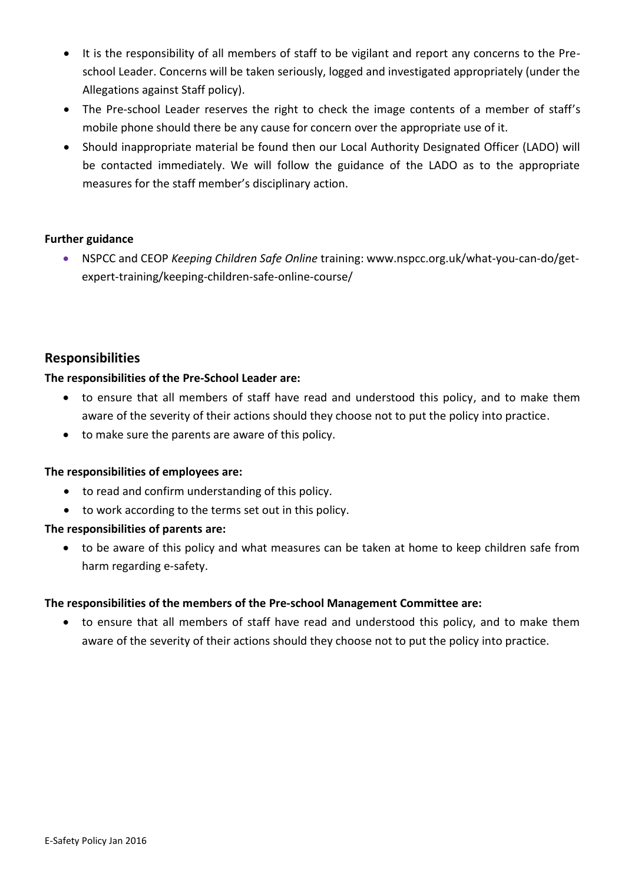- It is the responsibility of all members of staff to be vigilant and report any concerns to the Pre-school Leader. Concerns will be taken seriously, logged and investigated appropriately (under the Allegations against Staff policy).
- The Pre-school Leader reserves the right to check the image contents of a member of staff's mobile phone should there be any cause for concern over the appropriate use of it.
- Should inappropriate material be found then our Local Authority Designated Officer (LADO) will be contacted immediately. We will follow the guidance of the LADO as to the appropriate measures for the staff member's disciplinary action.

**Further guidance**

- NSPCC and CEOP *Keeping Children Safe Online* training: www.nspcc.org.uk/what-you-can-do/get-expert-training/keeping-children-safe-online-course/

## Responsibilities

**The responsibilities of the Pre-School Leader are:**

- to ensure that all members of staff have read and understood this policy, and to make them aware of the severity of their actions should they choose not to put the policy into practice.
- to make sure the parents are aware of this policy.

**The responsibilities of employees are:**

- to read and confirm understanding of this policy.
- to work according to the terms set out in this policy.

**The responsibilities of parents are:**

- to be aware of this policy and what measures can be taken at home to keep children safe from harm regarding e-safety.

**The responsibilities of the members of the Pre-school Management Committee are:**

- to ensure that all members of staff have read and understood this policy, and to make them aware of the severity of their actions should they choose not to put the policy into practice.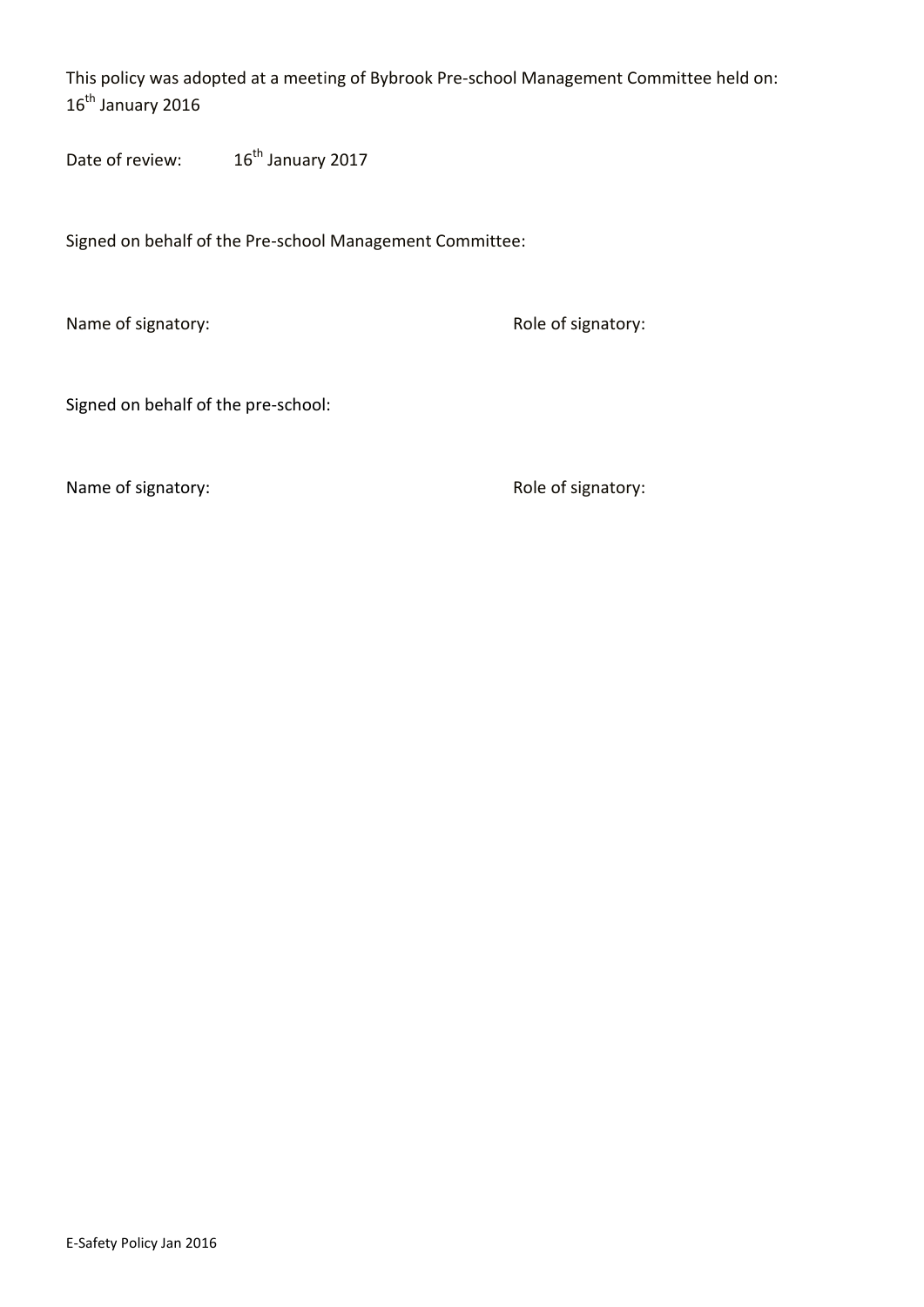This policy was adopted at a meeting of Bybrook Pre-school Management Committee held on: 16th January 2016

Date of review: 16th January 2017

Signed on behalf of the Pre-school Management Committee:

Name of signatory: Role of signatory:

Signed on behalf of the pre-school:

Name of signatory: Role of signatory: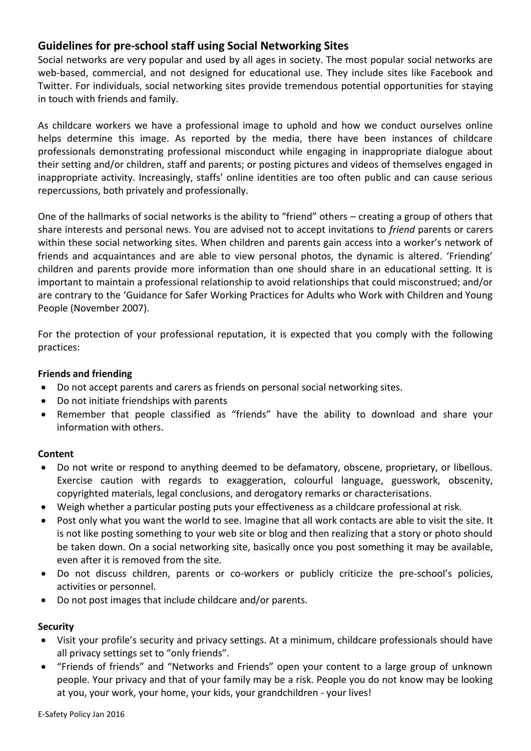## Guidelines for pre-school staff using Social Networking Sites

Social networks are very popular and used by all ages in society. The most popular social networks are web-based, commercial, and not designed for educational use. They include sites like Facebook and Twitter. For individuals, social networking sites provide tremendous potential opportunities for staying in touch with friends and family.

As childcare workers we have a professional image to uphold and how we conduct ourselves online helps determine this image. As reported by the media, there have been instances of childcare professionals demonstrating professional misconduct while engaging in inappropriate dialogue about their setting and/or children, staff and parents; or posting pictures and videos of themselves engaged in inappropriate activity. Increasingly, staffs' online identities are too often public and can cause serious repercussions, both privately and professionally.

One of the hallmarks of social networks is the ability to "friend" others – creating a group of others that share interests and personal news. You are advised not to accept invitations to *friend* parents or carers within these social networking sites. When children and parents gain access into a worker's network of friends and acquaintances and are able to view personal photos, the dynamic is altered. 'Friending' children and parents provide more information than one should share in an educational setting. It is important to maintain a professional relationship to avoid relationships that could misconstrued; and/or are contrary to the 'Guidance for Safer Working Practices for Adults who Work with Children and Young People (November 2007).

For the protection of your professional reputation, it is expected that you comply with the following practices:

**Friends and friending**

- Do not accept parents and carers as friends on personal social networking sites.
- Do not initiate friendships with parents
- Remember that people classified as "friends" have the ability to download and share your information with others.

**Content**

- Do not write or respond to anything deemed to be defamatory, obscene, proprietary, or libellous. Exercise caution with regards to exaggeration, colourful language, guesswork, obscenity, copyrighted materials, legal conclusions, and derogatory remarks or characterisations.
- Weigh whether a particular posting puts your effectiveness as a childcare professional at risk.
- Post only what you want the world to see. Imagine that all work contacts are able to visit the site. It is not like posting something to your web site or blog and then realizing that a story or photo should be taken down. On a social networking site, basically once you post something it may be available, even after it is removed from the site.
- Do not discuss children, parents or co-workers or publicly criticize the pre-school's policies, activities or personnel.
- Do not post images that include childcare and/or parents.

**Security**

- Visit your profile's security and privacy settings. At a minimum, childcare professionals should have all privacy settings set to "only friends".
- "Friends of friends" and "Networks and Friends" open your content to a large group of unknown people. Your privacy and that of your family may be a risk. People you do not know may be looking at you, your work, your home, your kids, your grandchildren - your lives!